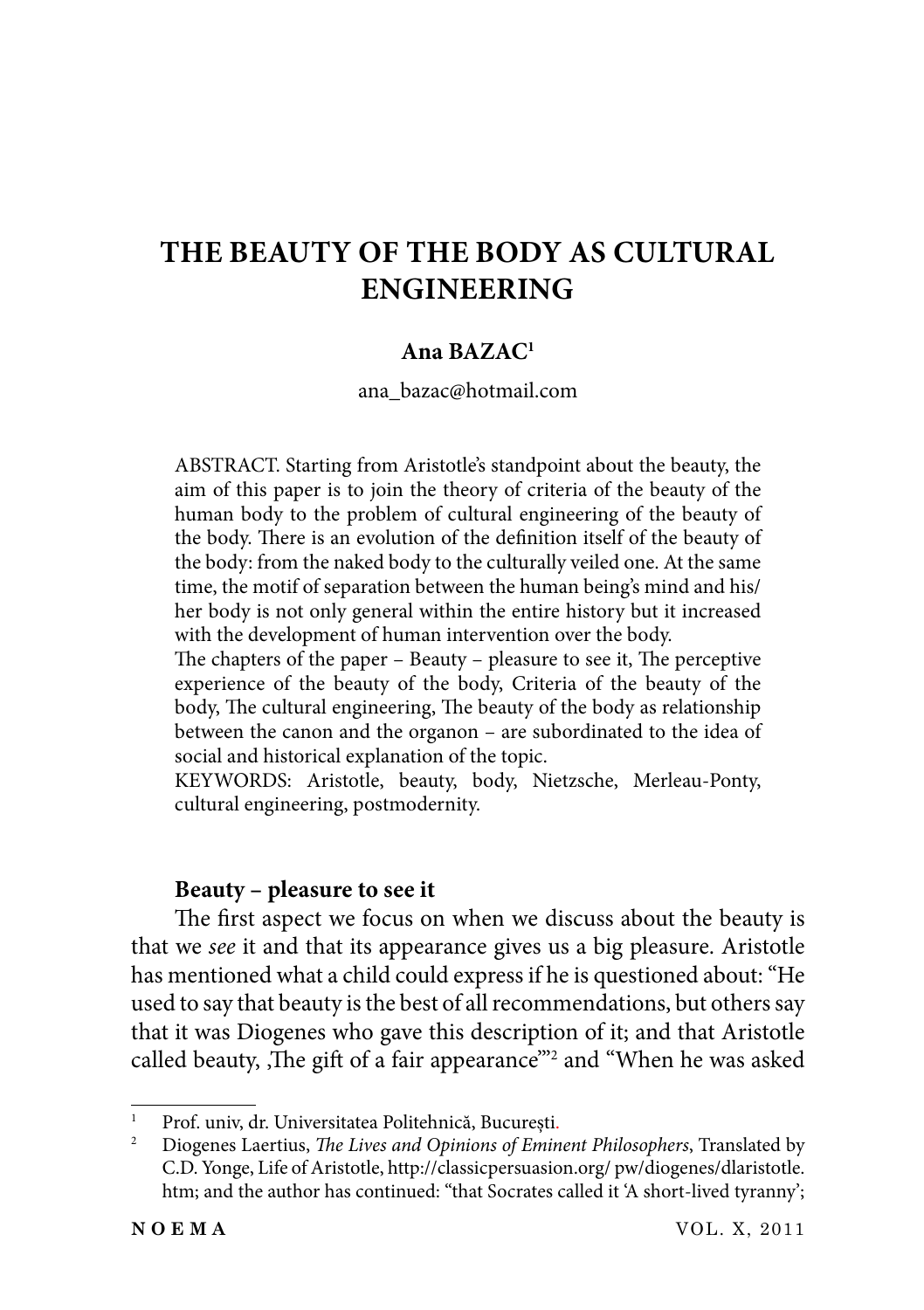# THE BEAUTY OF THE BODY AS CULTURAL ENGINEERING

**Ana BAZAC**[1]

ana_bazac@hotmail.com

ABSTRACT. Starting from Aristotle's standpoint about the beauty, the aim of this paper is to join the theory of criteria of the beauty of the human body to the problem of cultural engineering of the beauty of the body. There is an evolution of the definition itself of the beauty of the body: from the naked body to the culturally veiled one. At the same time, the motif of separation between the human being's mind and his/her body is not only general within the entire history but it increased with the development of human intervention over the body.

The chapters of the paper – Beauty – pleasure to see it, The perceptive experience of the beauty of the body, Criteria of the beauty of the body, The cultural engineering, The beauty of the body as relationship between the canon and the organon – are subordinated to the idea of social and historical explanation of the topic.

KEYWORDS: Aristotle, beauty, body, Nietzsche, Merleau-Ponty, cultural engineering, postmodernity.

### Beauty – pleasure to see it

The first aspect we focus on when we discuss about the beauty is that we *see* it and that its appearance gives us a big pleasure. Aristotle has mentioned what a child could express if he is questioned about: "He used to say that beauty is the best of all recommendations, but others say that it was Diogenes who gave this description of it; and that Aristotle called beauty, ‚The gift of a fair appearance'"[2] and "When he was asked

---

[1] Prof. univ, dr. Universitatea Politehnică, București.

[2] Diogenes Laertius, *The Lives and Opinions of Eminent Philosophers*, Translated by C.D. Yonge, Life of Aristotle, http://classicpersuasion.org/ pw/diogenes/dlaristotle.htm; and the author has continued: "that Socrates called it ‘A short-lived tyranny';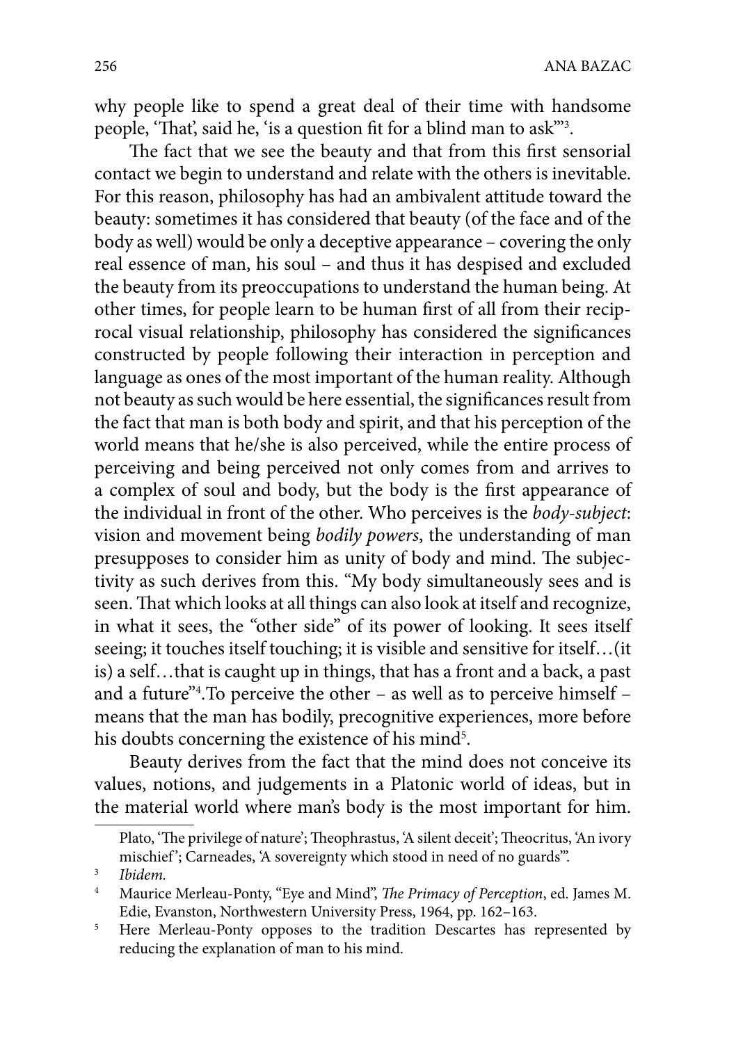why people like to spend a great deal of their time with handsome people, 'That', said he, 'is a question fit for a blind man to ask'"[3].

The fact that we see the beauty and that from this first sensorial contact we begin to understand and relate with the others is inevitable. For this reason, philosophy has had an ambivalent attitude toward the beauty: sometimes it has considered that beauty (of the face and of the body as well) would be only a deceptive appearance – covering the only real essence of man, his soul – and thus it has despised and excluded the beauty from its preoccupations to understand the human being. At other times, for people learn to be human first of all from their reciprocal visual relationship, philosophy has considered the significances constructed by people following their interaction in perception and language as ones of the most important of the human reality. Although not beauty as such would be here essential, the significances result from the fact that man is both body and spirit, and that his perception of the world means that he/she is also perceived, while the entire process of perceiving and being perceived not only comes from and arrives to a complex of soul and body, but the body is the first appearance of the individual in front of the other. Who perceives is the *body-subject*: vision and movement being *bodily powers*, the understanding of man presupposes to consider him as unity of body and mind. The subjectivity as such derives from this. "My body simultaneously sees and is seen. That which looks at all things can also look at itself and recognize, in what it sees, the "other side" of its power of looking. It sees itself seeing; it touches itself touching; it is visible and sensitive for itself…(it is) a self…that is caught up in things, that has a front and a back, a past and a future"[4].To perceive the other – as well as to perceive himself – means that the man has bodily, precognitive experiences, more before his doubts concerning the existence of his mind[5].

Beauty derives from the fact that the mind does not conceive its values, notions, and judgements in a Platonic world of ideas, but in the material world where man's body is the most important for him.

---

Plato, 'The privilege of nature'; Theophrastus, 'A silent deceit'; Theocritus, 'An ivory mischief'; Carneades, 'A sovereignty which stood in need of no guards'".

[3] *Ibidem.*

[4] Maurice Merleau-Ponty, "Eye and Mind", *The Primacy of Perception*, ed. James M. Edie, Evanston, Northwestern University Press, 1964, pp. 162–163.

[5] Here Merleau-Ponty opposes to the tradition Descartes has represented by reducing the explanation of man to his mind.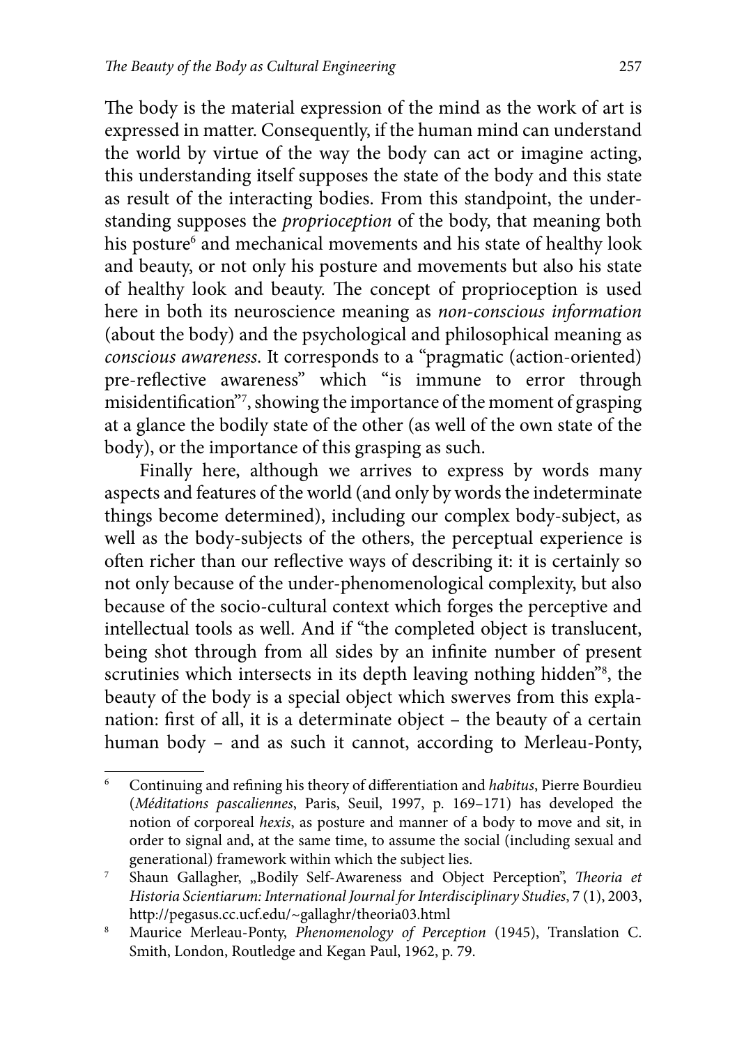The body is the material expression of the mind as the work of art is expressed in matter. Consequently, if the human mind can understand the world by virtue of the way the body can act or imagine acting, this understanding itself supposes the state of the body and this state as result of the interacting bodies. From this standpoint, the understanding supposes the *proprioception* of the body, that meaning both his posture[6] and mechanical movements and his state of healthy look and beauty, or not only his posture and movements but also his state of healthy look and beauty. The concept of proprioception is used here in both its neuroscience meaning as *non-conscious information* (about the body) and the psychological and philosophical meaning as *conscious awareness*. It corresponds to a "pragmatic (action-oriented) pre-reflective awareness" which "is immune to error through misidentification"[7], showing the importance of the moment of grasping at a glance the bodily state of the other (as well of the own state of the body), or the importance of this grasping as such.

Finally here, although we arrives to express by words many aspects and features of the world (and only by words the indeterminate things become determined), including our complex body-subject, as well as the body-subjects of the others, the perceptual experience is often richer than our reflective ways of describing it: it is certainly so not only because of the under-phenomenological complexity, but also because of the socio-cultural context which forges the perceptive and intellectual tools as well. And if "the completed object is translucent, being shot through from all sides by an infinite number of present scrutinies which intersects in its depth leaving nothing hidden"[8], the beauty of the body is a special object which swerves from this explanation: first of all, it is a determinate object – the beauty of a certain human body – and as such it cannot, according to Merleau-Ponty,

---

[6] Continuing and refining his theory of differentiation and *habitus*, Pierre Bourdieu (*Méditations pascaliennes*, Paris, Seuil, 1997, p. 169–171) has developed the notion of corporeal *hexis*, as posture and manner of a body to move and sit, in order to signal and, at the same time, to assume the social (including sexual and generational) framework within which the subject lies.

[7] Shaun Gallagher, „Bodily Self-Awareness and Object Perception", *Theoria et Historia Scientiarum: International Journal for Interdisciplinary Studies*, 7 (1), 2003, http://pegasus.cc.ucf.edu/~gallaghr/theoria03.html

[8] Maurice Merleau-Ponty, *Phenomenology of Perception* (1945), Translation C. Smith, London, Routledge and Kegan Paul, 1962, p. 79.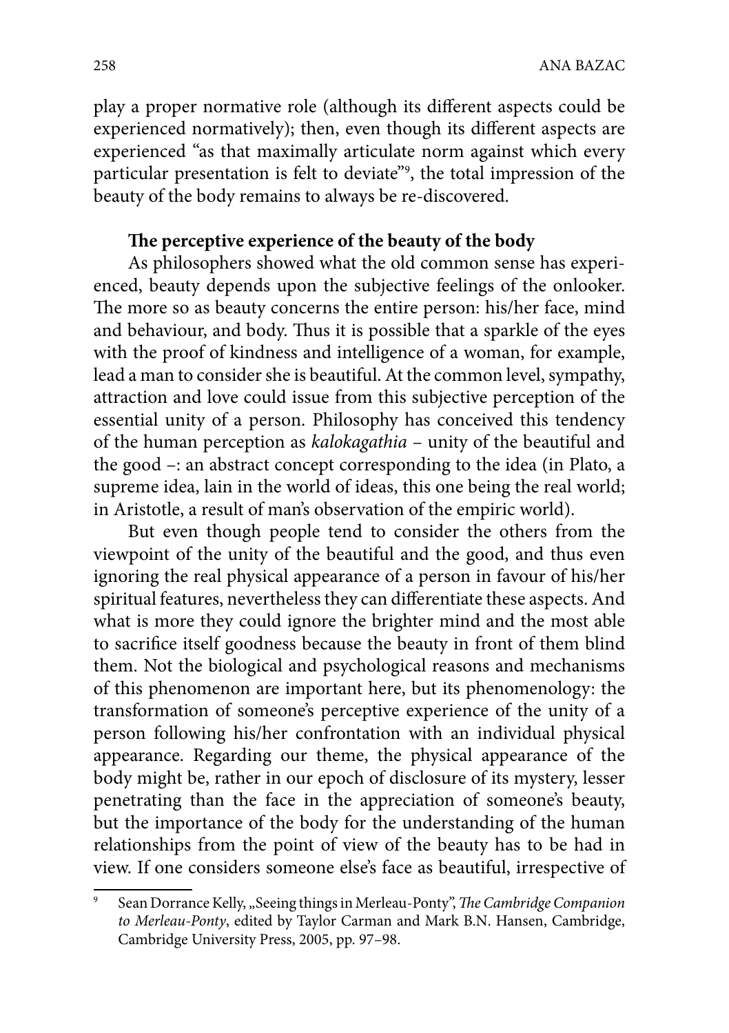play a proper normative role (although its different aspects could be experienced normatively); then, even though its different aspects are experienced "as that maximally articulate norm against which every particular presentation is felt to deviate"[9], the total impression of the beauty of the body remains to always be re-discovered.

**The perceptive experience of the beauty of the body**

As philosophers showed what the old common sense has experienced, beauty depends upon the subjective feelings of the onlooker. The more so as beauty concerns the entire person: his/her face, mind and behaviour, and body. Thus it is possible that a sparkle of the eyes with the proof of kindness and intelligence of a woman, for example, lead a man to consider she is beautiful. At the common level, sympathy, attraction and love could issue from this subjective perception of the essential unity of a person. Philosophy has conceived this tendency of the human perception as *kalokagathia* – unity of the beautiful and the good –: an abstract concept corresponding to the idea (in Plato, a supreme idea, lain in the world of ideas, this one being the real world; in Aristotle, a result of man's observation of the empiric world).

But even though people tend to consider the others from the viewpoint of the unity of the beautiful and the good, and thus even ignoring the real physical appearance of a person in favour of his/her spiritual features, nevertheless they can differentiate these aspects. And what is more they could ignore the brighter mind and the most able to sacrifice itself goodness because the beauty in front of them blind them. Not the biological and psychological reasons and mechanisms of this phenomenon are important here, but its phenomenology: the transformation of someone's perceptive experience of the unity of a person following his/her confrontation with an individual physical appearance. Regarding our theme, the physical appearance of the body might be, rather in our epoch of disclosure of its mystery, lesser penetrating than the face in the appreciation of someone's beauty, but the importance of the body for the understanding of the human relationships from the point of view of the beauty has to be had in view. If one considers someone else's face as beautiful, irrespective of

---

[9] Sean Dorrance Kelly, „Seeing things in Merleau-Ponty", *The Cambridge Companion to Merleau-Ponty*, edited by Taylor Carman and Mark B.N. Hansen, Cambridge, Cambridge University Press, 2005, pp. 97–98.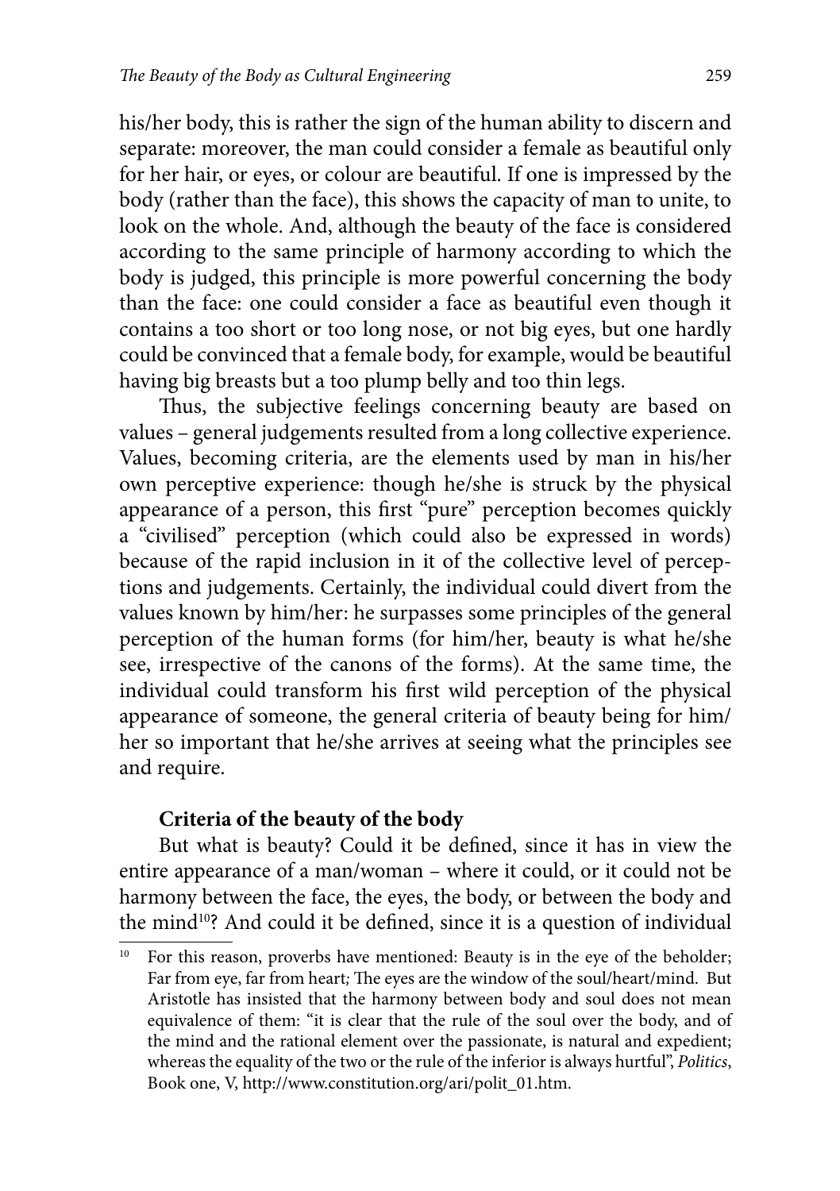his/her body, this is rather the sign of the human ability to discern and separate: moreover, the man could consider a female as beautiful only for her hair, or eyes, or colour are beautiful. If one is impressed by the body (rather than the face), this shows the capacity of man to unite, to look on the whole. And, although the beauty of the face is considered according to the same principle of harmony according to which the body is judged, this principle is more powerful concerning the body than the face: one could consider a face as beautiful even though it contains a too short or too long nose, or not big eyes, but one hardly could be convinced that a female body, for example, would be beautiful having big breasts but a too plump belly and too thin legs.

Thus, the subjective feelings concerning beauty are based on values – general judgements resulted from a long collective experience. Values, becoming criteria, are the elements used by man in his/her own perceptive experience: though he/she is struck by the physical appearance of a person, this first "pure" perception becomes quickly a "civilised" perception (which could also be expressed in words) because of the rapid inclusion in it of the collective level of perceptions and judgements. Certainly, the individual could divert from the values known by him/her: he surpasses some principles of the general perception of the human forms (for him/her, beauty is what he/she see, irrespective of the canons of the forms). At the same time, the individual could transform his first wild perception of the physical appearance of someone, the general criteria of beauty being for him/her so important that he/she arrives at seeing what the principles see and require.

### Criteria of the beauty of the body

But what is beauty? Could it be defined, since it has in view the entire appearance of a man/woman – where it could, or it could not be harmony between the face, the eyes, the body, or between the body and the mind[10]? And could it be defined, since it is a question of individual

[10] For this reason, proverbs have mentioned: Beauty is in the eye of the beholder; Far from eye, far from heart; The eyes are the window of the soul/heart/mind. But Aristotle has insisted that the harmony between body and soul does not mean equivalence of them: "it is clear that the rule of the soul over the body, and of the mind and the rational element over the passionate, is natural and expedient; whereas the equality of the two or the rule of the inferior is always hurtful", *Politics*, Book one, V, http://www.constitution.org/ari/polit_01.htm.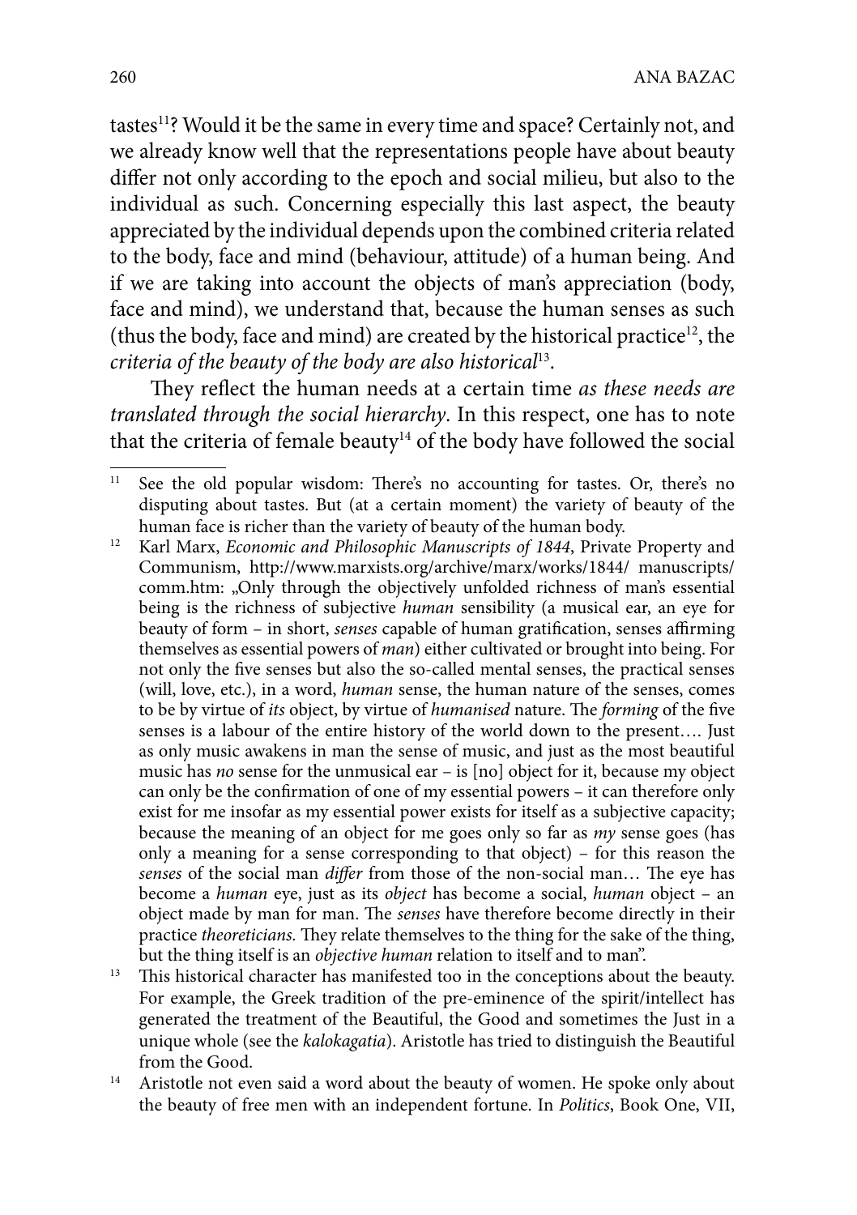tastes[11]? Would it be the same in every time and space? Certainly not, and we already know well that the representations people have about beauty differ not only according to the epoch and social milieu, but also to the individual as such. Concerning especially this last aspect, the beauty appreciated by the individual depends upon the combined criteria related to the body, face and mind (behaviour, attitude) of a human being. And if we are taking into account the objects of man's appreciation (body, face and mind), we understand that, because the human senses as such (thus the body, face and mind) are created by the historical practice[12], the *criteria of the beauty of the body are also historical*[13].

They reflect the human needs at a certain time *as these needs are translated through the social hierarchy*. In this respect, one has to note that the criteria of female beauty[14] of the body have followed the social

---

[11] See the old popular wisdom: There's no accounting for tastes. Or, there's no disputing about tastes. But (at a certain moment) the variety of beauty of the human face is richer than the variety of beauty of the human body.

[12] Karl Marx, *Economic and Philosophic Manuscripts of 1844*, Private Property and Communism, http://www.marxists.org/archive/marx/works/1844/ manuscripts/ comm.htm: „Only through the objectively unfolded richness of man's essential being is the richness of subjective *human* sensibility (a musical ear, an eye for beauty of form – in short, *senses* capable of human gratification, senses affirming themselves as essential powers of *man*) either cultivated or brought into being. For not only the five senses but also the so-called mental senses, the practical senses (will, love, etc.), in a word, *human* sense, the human nature of the senses, comes to be by virtue of *its* object, by virtue of *humanised* nature. The *forming* of the five senses is a labour of the entire history of the world down to the present…. Just as only music awakens in man the sense of music, and just as the most beautiful music has *no* sense for the unmusical ear – is [no] object for it, because my object can only be the confirmation of one of my essential powers – it can therefore only exist for me insofar as my essential power exists for itself as a subjective capacity; because the meaning of an object for me goes only so far as *my* sense goes (has only a meaning for a sense corresponding to that object) – for this reason the *senses* of the social man *differ* from those of the non-social man… The eye has become a *human* eye, just as its *object* has become a social, *human* object – an object made by man for man. The *senses* have therefore become directly in their practice *theoreticians.* They relate themselves to the thing for the sake of the thing, but the thing itself is an *objective human* relation to itself and to man".

[13] This historical character has manifested too in the conceptions about the beauty. For example, the Greek tradition of the pre-eminence of the spirit/intellect has generated the treatment of the Beautiful, the Good and sometimes the Just in a unique whole (see the *kalokagatia*). Aristotle has tried to distinguish the Beautiful from the Good.

[14] Aristotle not even said a word about the beauty of women. He spoke only about the beauty of free men with an independent fortune. In *Politics*, Book One, VII,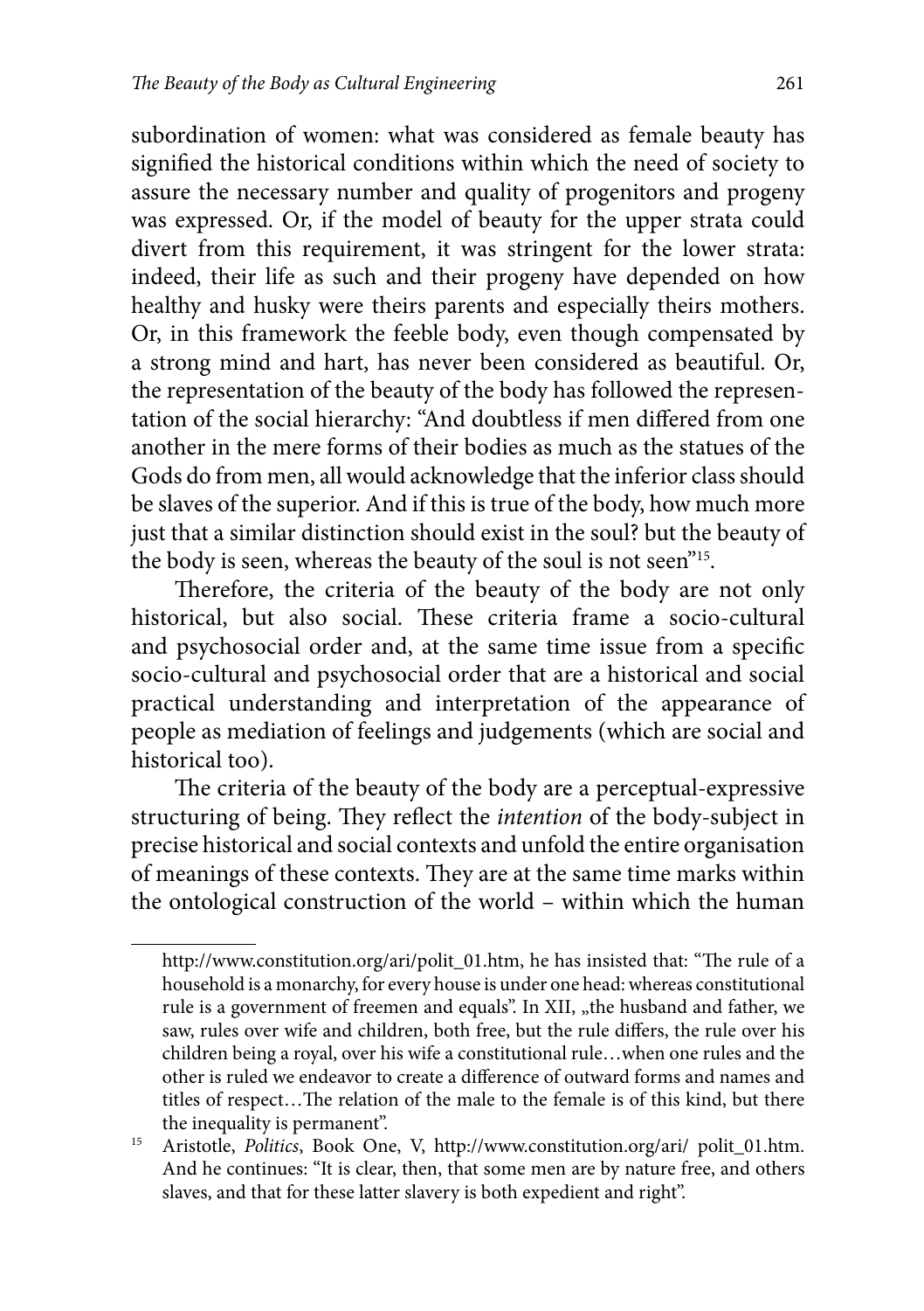subordination of women: what was considered as female beauty has signified the historical conditions within which the need of society to assure the necessary number and quality of progenitors and progeny was expressed. Or, if the model of beauty for the upper strata could divert from this requirement, it was stringent for the lower strata: indeed, their life as such and their progeny have depended on how healthy and husky were theirs parents and especially theirs mothers. Or, in this framework the feeble body, even though compensated by a strong mind and hart, has never been considered as beautiful. Or, the representation of the beauty of the body has followed the representation of the social hierarchy: "And doubtless if men differed from one another in the mere forms of their bodies as much as the statues of the Gods do from men, all would acknowledge that the inferior class should be slaves of the superior. And if this is true of the body, how much more just that a similar distinction should exist in the soul? but the beauty of the body is seen, whereas the beauty of the soul is not seen"[15].

Therefore, the criteria of the beauty of the body are not only historical, but also social. These criteria frame a socio-cultural and psychosocial order and, at the same time issue from a specific socio-cultural and psychosocial order that are a historical and social practical understanding and interpretation of the appearance of people as mediation of feelings and judgements (which are social and historical too).

The criteria of the beauty of the body are a perceptual-expressive structuring of being. They reflect the *intention* of the body-subject in precise historical and social contexts and unfold the entire organisation of meanings of these contexts. They are at the same time marks within the ontological construction of the world – within which the human

---

http://www.constitution.org/ari/polit_01.htm, he has insisted that: "The rule of a household is a monarchy, for every house is under one head: whereas constitutional rule is a government of freemen and equals". In XII, „the husband and father, we saw, rules over wife and children, both free, but the rule differs, the rule over his children being a royal, over his wife a constitutional rule…when one rules and the other is ruled we endeavor to create a difference of outward forms and names and titles of respect…The relation of the male to the female is of this kind, but there the inequality is permanent".

[15] Aristotle, *Politics*, Book One, V, http://www.constitution.org/ari/ polit_01.htm. And he continues: "It is clear, then, that some men are by nature free, and others slaves, and that for these latter slavery is both expedient and right".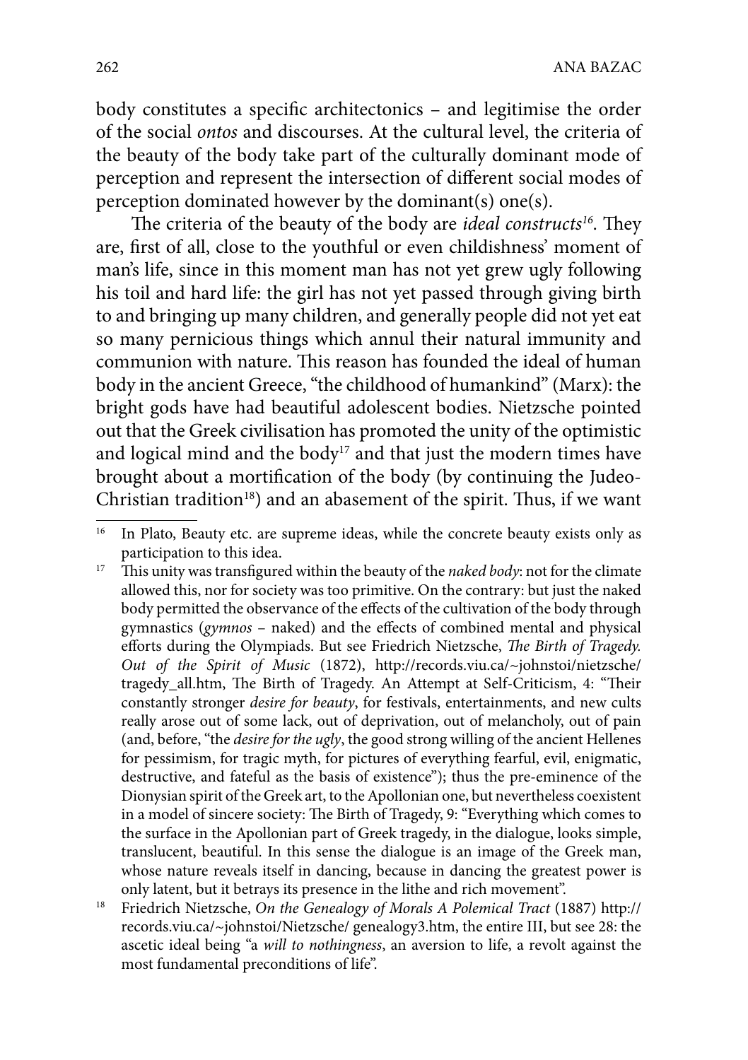body constitutes a specific architectonics – and legitimise the order of the social *ontos* and discourses. At the cultural level, the criteria of the beauty of the body take part of the culturally dominant mode of perception and represent the intersection of different social modes of perception dominated however by the dominant(s) one(s).

The criteria of the beauty of the body are *ideal constructs*[16]. They are, first of all, close to the youthful or even childishness' moment of man's life, since in this moment man has not yet grew ugly following his toil and hard life: the girl has not yet passed through giving birth to and bringing up many children, and generally people did not yet eat so many pernicious things which annul their natural immunity and communion with nature. This reason has founded the ideal of human body in the ancient Greece, "the childhood of humankind" (Marx): the bright gods have had beautiful adolescent bodies. Nietzsche pointed out that the Greek civilisation has promoted the unity of the optimistic and logical mind and the body[17] and that just the modern times have brought about a mortification of the body (by continuing the Judeo-Christian tradition[18]) and an abasement of the spirit. Thus, if we want

---

[16] In Plato, Beauty etc. are supreme ideas, while the concrete beauty exists only as participation to this idea.

[17] This unity was transfigured within the beauty of the *naked body*: not for the climate allowed this, nor for society was too primitive. On the contrary: but just the naked body permitted the observance of the effects of the cultivation of the body through gymnastics (*gymnos* – naked) and the effects of combined mental and physical efforts during the Olympiads. But see Friedrich Nietzsche, *The Birth of Tragedy. Out of the Spirit of Music* (1872), http://records.viu.ca/~johnstoi/nietzsche/tragedy_all.htm, The Birth of Tragedy. An Attempt at Self-Criticism, 4: "Their constantly stronger *desire for beauty*, for festivals, entertainments, and new cults really arose out of some lack, out of deprivation, out of melancholy, out of pain (and, before, "the *desire for the ugly*, the good strong willing of the ancient Hellenes for pessimism, for tragic myth, for pictures of everything fearful, evil, enigmatic, destructive, and fateful as the basis of existence"); thus the pre-eminence of the Dionysian spirit of the Greek art, to the Apollonian one, but nevertheless coexistent in a model of sincere society: The Birth of Tragedy, 9: "Everything which comes to the surface in the Apollonian part of Greek tragedy, in the dialogue, looks simple, translucent, beautiful. In this sense the dialogue is an image of the Greek man, whose nature reveals itself in dancing, because in dancing the greatest power is only latent, but it betrays its presence in the lithe and rich movement".

[18] Friedrich Nietzsche, *On the Genealogy of Morals A Polemical Tract* (1887) http://records.viu.ca/~johnstoi/Nietzsche/ genealogy3.htm, the entire III, but see 28: the ascetic ideal being "a *will to nothingness*, an aversion to life, a revolt against the most fundamental preconditions of life".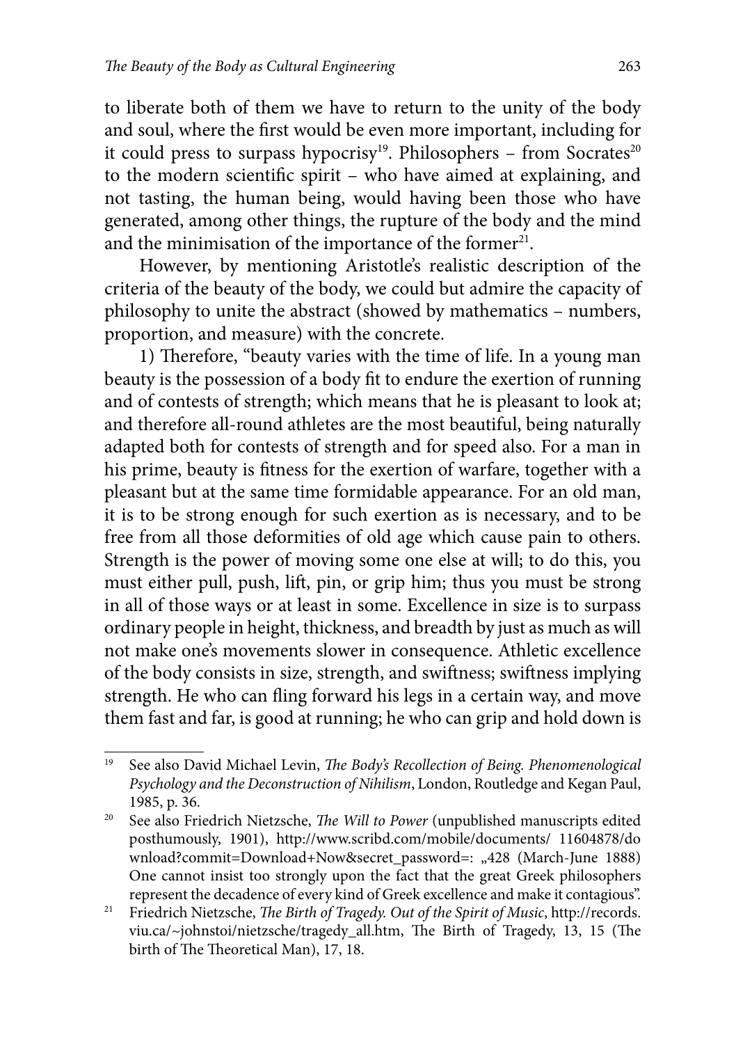to liberate both of them we have to return to the unity of the body and soul, where the first would be even more important, including for it could press to surpass hypocrisy[19]. Philosophers – from Socrates[20] to the modern scientific spirit – who have aimed at explaining, and not tasting, the human being, would having been those who have generated, among other things, the rupture of the body and the mind and the minimisation of the importance of the former[21].

However, by mentioning Aristotle's realistic description of the criteria of the beauty of the body, we could but admire the capacity of philosophy to unite the abstract (showed by mathematics – numbers, proportion, and measure) with the concrete.

1) Therefore, "beauty varies with the time of life. In a young man beauty is the possession of a body fit to endure the exertion of running and of contests of strength; which means that he is pleasant to look at; and therefore all-round athletes are the most beautiful, being naturally adapted both for contests of strength and for speed also. For a man in his prime, beauty is fitness for the exertion of warfare, together with a pleasant but at the same time formidable appearance. For an old man, it is to be strong enough for such exertion as is necessary, and to be free from all those deformities of old age which cause pain to others. Strength is the power of moving some one else at will; to do this, you must either pull, push, lift, pin, or grip him; thus you must be strong in all of those ways or at least in some. Excellence in size is to surpass ordinary people in height, thickness, and breadth by just as much as will not make one's movements slower in consequence. Athletic excellence of the body consists in size, strength, and swiftness; swiftness implying strength. He who can fling forward his legs in a certain way, and move them fast and far, is good at running; he who can grip and hold down is

---

[19] See also David Michael Levin, *The Body's Recollection of Being. Phenomenological Psychology and the Deconstruction of Nihilism*, London, Routledge and Kegan Paul, 1985, p. 36.

[20] See also Friedrich Nietzsche, *The Will to Power* (unpublished manuscripts edited posthumously, 1901), http://www.scribd.com/mobile/documents/ 11604878/download?commit=Download+Now&secret_password=: „428 (March-June 1888) One cannot insist too strongly upon the fact that the great Greek philosophers represent the decadence of every kind of Greek excellence and make it contagious".

[21] Friedrich Nietzsche, *The Birth of Tragedy. Out of the Spirit of Music*, http://records.viu.ca/~johnstoi/nietzsche/tragedy_all.htm, The Birth of Tragedy, 13, 15 (The birth of The Theoretical Man), 17, 18.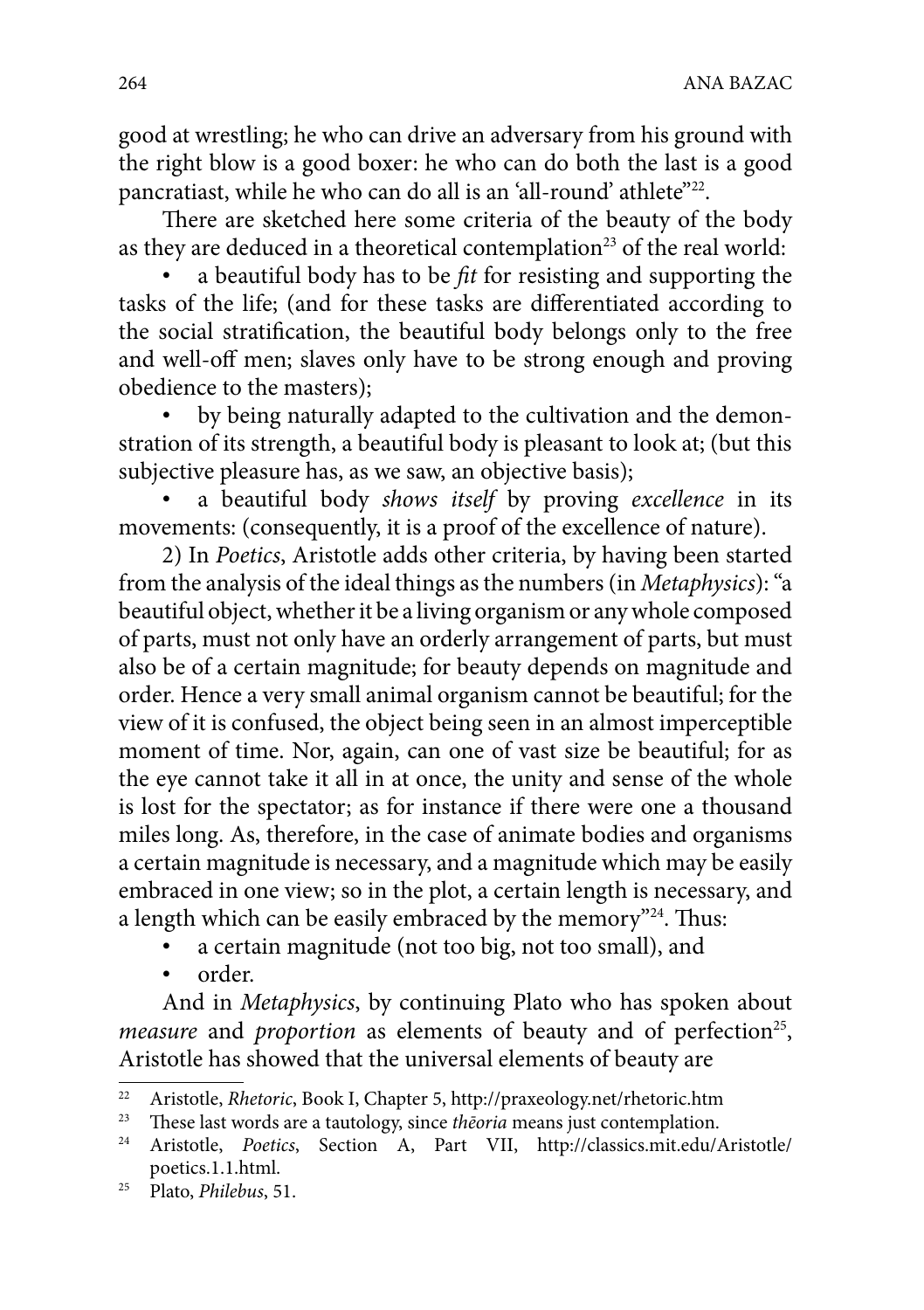good at wrestling; he who can drive an adversary from his ground with the right blow is a good boxer: he who can do both the last is a good pancratiast, while he who can do all is an 'all-round' athlete"[22].

There are sketched here some criteria of the beauty of the body as they are deduced in a theoretical contemplation[23] of the real world:

- a beautiful body has to be *fit* for resisting and supporting the tasks of the life; (and for these tasks are differentiated according to the social stratification, the beautiful body belongs only to the free and well-off men; slaves only have to be strong enough and proving obedience to the masters);
- by being naturally adapted to the cultivation and the demonstration of its strength, a beautiful body is pleasant to look at; (but this subjective pleasure has, as we saw, an objective basis);
- a beautiful body *shows itself* by proving *excellence* in its movements: (consequently, it is a proof of the excellence of nature).

2) In *Poetics*, Aristotle adds other criteria, by having been started from the analysis of the ideal things as the numbers (in *Metaphysics*): "a beautiful object, whether it be a living organism or any whole composed of parts, must not only have an orderly arrangement of parts, but must also be of a certain magnitude; for beauty depends on magnitude and order. Hence a very small animal organism cannot be beautiful; for the view of it is confused, the object being seen in an almost imperceptible moment of time. Nor, again, can one of vast size be beautiful; for as the eye cannot take it all in at once, the unity and sense of the whole is lost for the spectator; as for instance if there were one a thousand miles long. As, therefore, in the case of animate bodies and organisms a certain magnitude is necessary, and a magnitude which may be easily embraced in one view; so in the plot, a certain length is necessary, and a length which can be easily embraced by the memory"[24]. Thus:

- a certain magnitude (not too big, not too small), and
- order.

And in *Metaphysics*, by continuing Plato who has spoken about *measure* and *proportion* as elements of beauty and of perfection[25], Aristotle has showed that the universal elements of beauty are

---

[22] Aristotle, *Rhetoric*, Book I, Chapter 5, http://praxeology.net/rhetoric.htm

[23] These last words are a tautology, since *thēoria* means just contemplation.

[24] Aristotle, *Poetics*, Section A, Part VII, http://classics.mit.edu/Aristotle/poetics.1.1.html.

[25] Plato, *Philebus*, 51.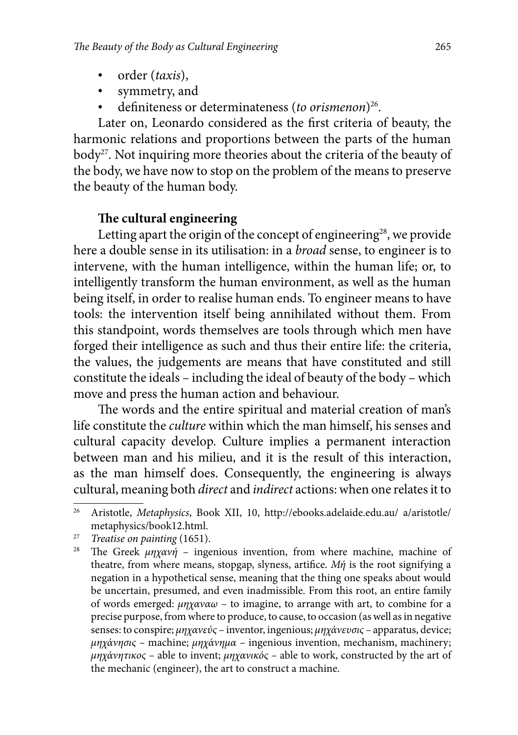- order (*taxis*),
- symmetry, and
- definiteness or determinateness (*to orismenon*)[26].

Later on, Leonardo considered as the first criteria of beauty, the harmonic relations and proportions between the parts of the human body[27]. Not inquiring more theories about the criteria of the beauty of the body, we have now to stop on the problem of the means to preserve the beauty of the human body.

### The cultural engineering

Letting apart the origin of the concept of engineering[28], we provide here a double sense in its utilisation: in a *broad* sense, to engineer is to intervene, with the human intelligence, within the human life; or, to intelligently transform the human environment, as well as the human being itself, in order to realise human ends. To engineer means to have tools: the intervention itself being annihilated without them. From this standpoint, words themselves are tools through which men have forged their intelligence as such and thus their entire life: the criteria, the values, the judgements are means that have constituted and still constitute the ideals – including the ideal of beauty of the body – which move and press the human action and behaviour.

The words and the entire spiritual and material creation of man's life constitute the *culture* within which the man himself, his senses and cultural capacity develop. Culture implies a permanent interaction between man and his milieu, and it is the result of this interaction, as the man himself does. Consequently, the engineering is always cultural, meaning both *direct* and *indirect* actions: when one relates it to

---

[26] Aristotle, *Metaphysics*, Book XII, 10, http://ebooks.adelaide.edu.au/ a/aristotle/metaphysics/book12.html.

[27] *Treatise on painting* (1651).

[28] The Greek *μηχανή* – ingenious invention, from where machine, machine of theatre, from where means, stopgap, slyness, artifice. *Μή* is the root signifying a negation in a hypothetical sense, meaning that the thing one speaks about would be uncertain, presumed, and even inadmissible. From this root, an entire family of words emerged: *μηχαναω* – to imagine, to arrange with art, to combine for a precise purpose, from where to produce, to cause, to occasion (as well as in negative senses: to conspire; *μηχανεύς* – inventor, ingenious; *μηχάνευσις* – apparatus, device; *μηχάνησις* – machine; *μηχάνημα* – ingenious invention, mechanism, machinery; *μηχάνητικος* – able to invent; *μηχανικός* – able to work, constructed by the art of the mechanic (engineer), the art to construct a machine.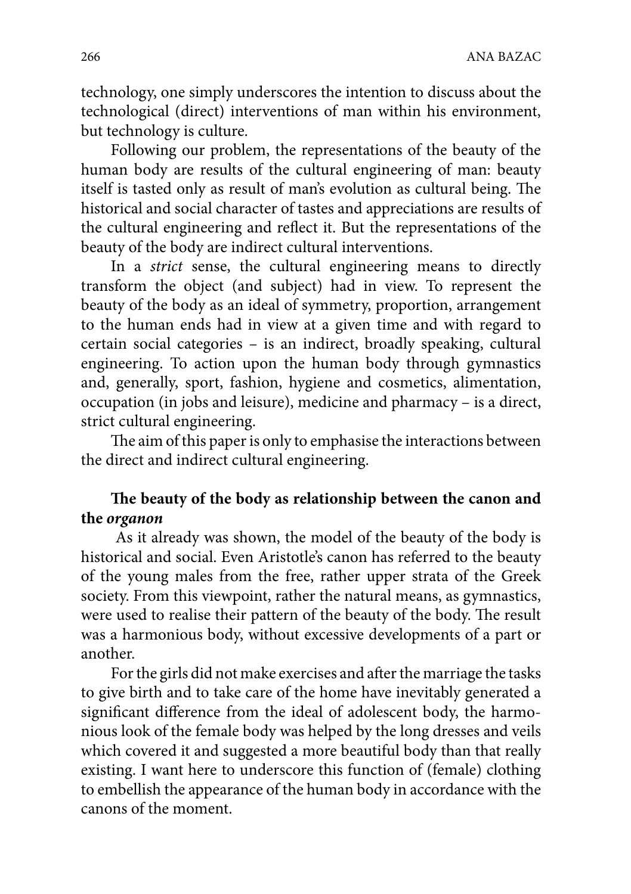technology, one simply underscores the intention to discuss about the technological (direct) interventions of man within his environment, but technology is culture.

Following our problem, the representations of the beauty of the human body are results of the cultural engineering of man: beauty itself is tasted only as result of man's evolution as cultural being. The historical and social character of tastes and appreciations are results of the cultural engineering and reflect it. But the representations of the beauty of the body are indirect cultural interventions.

In a *strict* sense, the cultural engineering means to directly transform the object (and subject) had in view. To represent the beauty of the body as an ideal of symmetry, proportion, arrangement to the human ends had in view at a given time and with regard to certain social categories – is an indirect, broadly speaking, cultural engineering. To action upon the human body through gymnastics and, generally, sport, fashion, hygiene and cosmetics, alimentation, occupation (in jobs and leisure), medicine and pharmacy – is a direct, strict cultural engineering.

The aim of this paper is only to emphasise the interactions between the direct and indirect cultural engineering.

## The beauty of the body as relationship between the canon and the *organon*

As it already was shown, the model of the beauty of the body is historical and social. Even Aristotle's canon has referred to the beauty of the young males from the free, rather upper strata of the Greek society. From this viewpoint, rather the natural means, as gymnastics, were used to realise their pattern of the beauty of the body. The result was a harmonious body, without excessive developments of a part or another.

For the girls did not make exercises and after the marriage the tasks to give birth and to take care of the home have inevitably generated a significant difference from the ideal of adolescent body, the harmonious look of the female body was helped by the long dresses and veils which covered it and suggested a more beautiful body than that really existing. I want here to underscore this function of (female) clothing to embellish the appearance of the human body in accordance with the canons of the moment.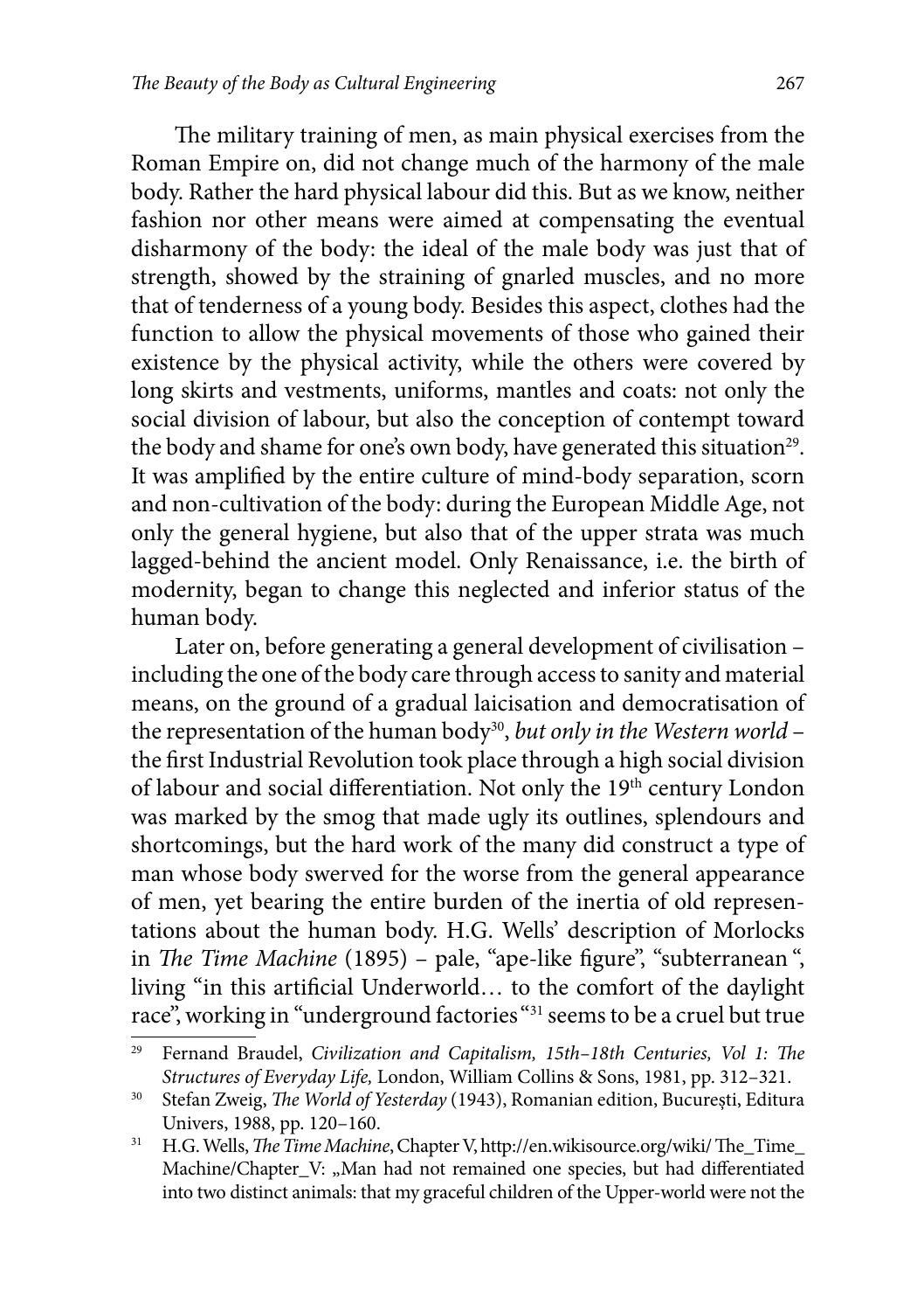The military training of men, as main physical exercises from the Roman Empire on, did not change much of the harmony of the male body. Rather the hard physical labour did this. But as we know, neither fashion nor other means were aimed at compensating the eventual disharmony of the body: the ideal of the male body was just that of strength, showed by the straining of gnarled muscles, and no more that of tenderness of a young body. Besides this aspect, clothes had the function to allow the physical movements of those who gained their existence by the physical activity, while the others were covered by long skirts and vestments, uniforms, mantles and coats: not only the social division of labour, but also the conception of contempt toward the body and shame for one's own body, have generated this situation[29]. It was amplified by the entire culture of mind-body separation, scorn and non-cultivation of the body: during the European Middle Age, not only the general hygiene, but also that of the upper strata was much lagged-behind the ancient model. Only Renaissance, i.e. the birth of modernity, began to change this neglected and inferior status of the human body.

Later on, before generating a general development of civilisation – including the one of the body care through access to sanity and material means, on the ground of a gradual laicisation and democratisation of the representation of the human body[30], *but only in the Western world* – the first Industrial Revolution took place through a high social division of labour and social differentiation. Not only the 19th century London was marked by the smog that made ugly its outlines, splendours and shortcomings, but the hard work of the many did construct a type of man whose body swerved for the worse from the general appearance of men, yet bearing the entire burden of the inertia of old representations about the human body. H.G. Wells' description of Morlocks in *The Time Machine* (1895) – pale, "ape-like figure", "subterranean ", living "in this artificial Underworld… to the comfort of the daylight race", working in "underground factories "[31] seems to be a cruel but true

---

[29] Fernand Braudel, *Civilization and Capitalism, 15th–18th Centuries, Vol 1: The Structures of Everyday Life,* London, William Collins & Sons, 1981, pp. 312–321.

[30] Stefan Zweig, *The World of Yesterday* (1943), Romanian edition, București, Editura Univers, 1988, pp. 120–160.

[31] H.G. Wells, *The Time Machine*, Chapter V, http://en.wikisource.org/wiki/ The_Time_Machine/Chapter_V: „Man had not remained one species, but had differentiated into two distinct animals: that my graceful children of the Upper-world were not the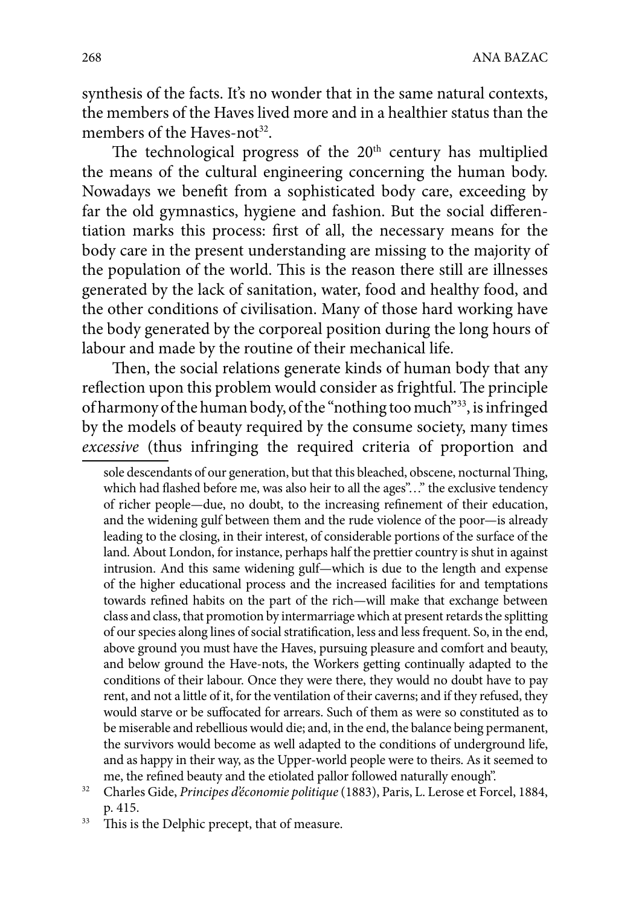synthesis of the facts. It's no wonder that in the same natural contexts, the members of the Haves lived more and in a healthier status than the members of the Haves-not[32].

The technological progress of the 20th century has multiplied the means of the cultural engineering concerning the human body. Nowadays we benefit from a sophisticated body care, exceeding by far the old gymnastics, hygiene and fashion. But the social differentiation marks this process: first of all, the necessary means for the body care in the present understanding are missing to the majority of the population of the world. This is the reason there still are illnesses generated by the lack of sanitation, water, food and healthy food, and the other conditions of civilisation. Many of those hard working have the body generated by the corporeal position during the long hours of labour and made by the routine of their mechanical life.

Then, the social relations generate kinds of human body that any reflection upon this problem would consider as frightful. The principle of harmony of the human body, of the "nothing too much"[33], is infringed by the models of beauty required by the consume society, many times *excessive* (thus infringing the required criteria of proportion and

---

sole descendants of our generation, but that this bleached, obscene, nocturnal Thing, which had flashed before me, was also heir to all the ages"…" the exclusive tendency of richer people—due, no doubt, to the increasing refinement of their education, and the widening gulf between them and the rude violence of the poor—is already leading to the closing, in their interest, of considerable portions of the surface of the land. About London, for instance, perhaps half the prettier country is shut in against intrusion. And this same widening gulf—which is due to the length and expense of the higher educational process and the increased facilities for and temptations towards refined habits on the part of the rich—will make that exchange between class and class, that promotion by intermarriage which at present retards the splitting of our species along lines of social stratification, less and less frequent. So, in the end, above ground you must have the Haves, pursuing pleasure and comfort and beauty, and below ground the Have-nots, the Workers getting continually adapted to the conditions of their labour. Once they were there, they would no doubt have to pay rent, and not a little of it, for the ventilation of their caverns; and if they refused, they would starve or be suffocated for arrears. Such of them as were so constituted as to be miserable and rebellious would die; and, in the end, the balance being permanent, the survivors would become as well adapted to the conditions of underground life, and as happy in their way, as the Upper-world people were to theirs. As it seemed to me, the refined beauty and the etiolated pallor followed naturally enough".

[32] Charles Gide, *Principes d'économie politique* (1883), Paris, L. Lerose et Forcel, 1884, p. 415.

[33] This is the Delphic precept, that of measure.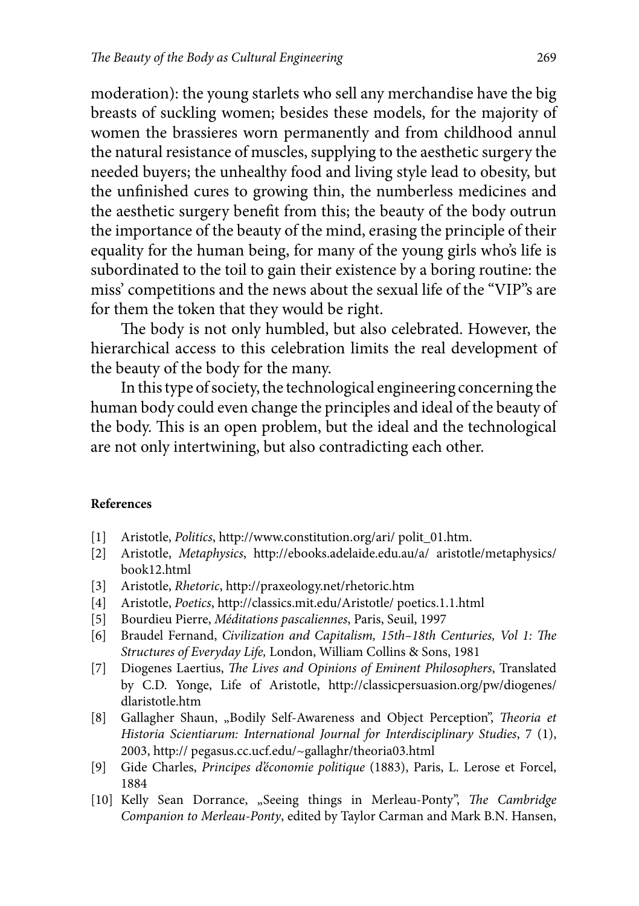moderation): the young starlets who sell any merchandise have the big breasts of suckling women; besides these models, for the majority of women the brassieres worn permanently and from childhood annul the natural resistance of muscles, supplying to the aesthetic surgery the needed buyers; the unhealthy food and living style lead to obesity, but the unfinished cures to growing thin, the numberless medicines and the aesthetic surgery benefit from this; the beauty of the body outrun the importance of the beauty of the mind, erasing the principle of their equality for the human being, for many of the young girls who's life is subordinated to the toil to gain their existence by a boring routine: the miss' competitions and the news about the sexual life of the "VIP"s are for them the token that they would be right.

The body is not only humbled, but also celebrated. However, the hierarchical access to this celebration limits the real development of the beauty of the body for the many.

In this type of society, the technological engineering concerning the human body could even change the principles and ideal of the beauty of the body. This is an open problem, but the ideal and the technological are not only intertwining, but also contradicting each other.

#### References

[1] Aristotle, *Politics*, http://www.constitution.org/ari/ polit_01.htm.

[2] Aristotle, *Metaphysics*, http://ebooks.adelaide.edu.au/a/ aristotle/metaphysics/book12.html

[3] Aristotle, *Rhetoric*, http://praxeology.net/rhetoric.htm

[4] Aristotle, *Poetics*, http://classics.mit.edu/Aristotle/ poetics.1.1.html

[5] Bourdieu Pierre, *Méditations pascaliennes*, Paris, Seuil, 1997

[6] Braudel Fernand, *Civilization and Capitalism, 15th–18th Centuries, Vol 1: The Structures of Everyday Life,* London, William Collins & Sons, 1981

[7] Diogenes Laertius, *The Lives and Opinions of Eminent Philosophers*, Translated by C.D. Yonge, Life of Aristotle, http://classicpersuasion.org/pw/diogenes/dlaristotle.htm

[8] Gallagher Shaun, „Bodily Self-Awareness and Object Perception", *Theoria et Historia Scientiarum: International Journal for Interdisciplinary Studies*, 7 (1), 2003, http:// pegasus.cc.ucf.edu/~gallaghr/theoria03.html

[9] Gide Charles, *Principes d'économie politique* (1883), Paris, L. Lerose et Forcel, 1884

[10] Kelly Sean Dorrance, „Seeing things in Merleau-Ponty", *The Cambridge Companion to Merleau-Ponty*, edited by Taylor Carman and Mark B.N. Hansen,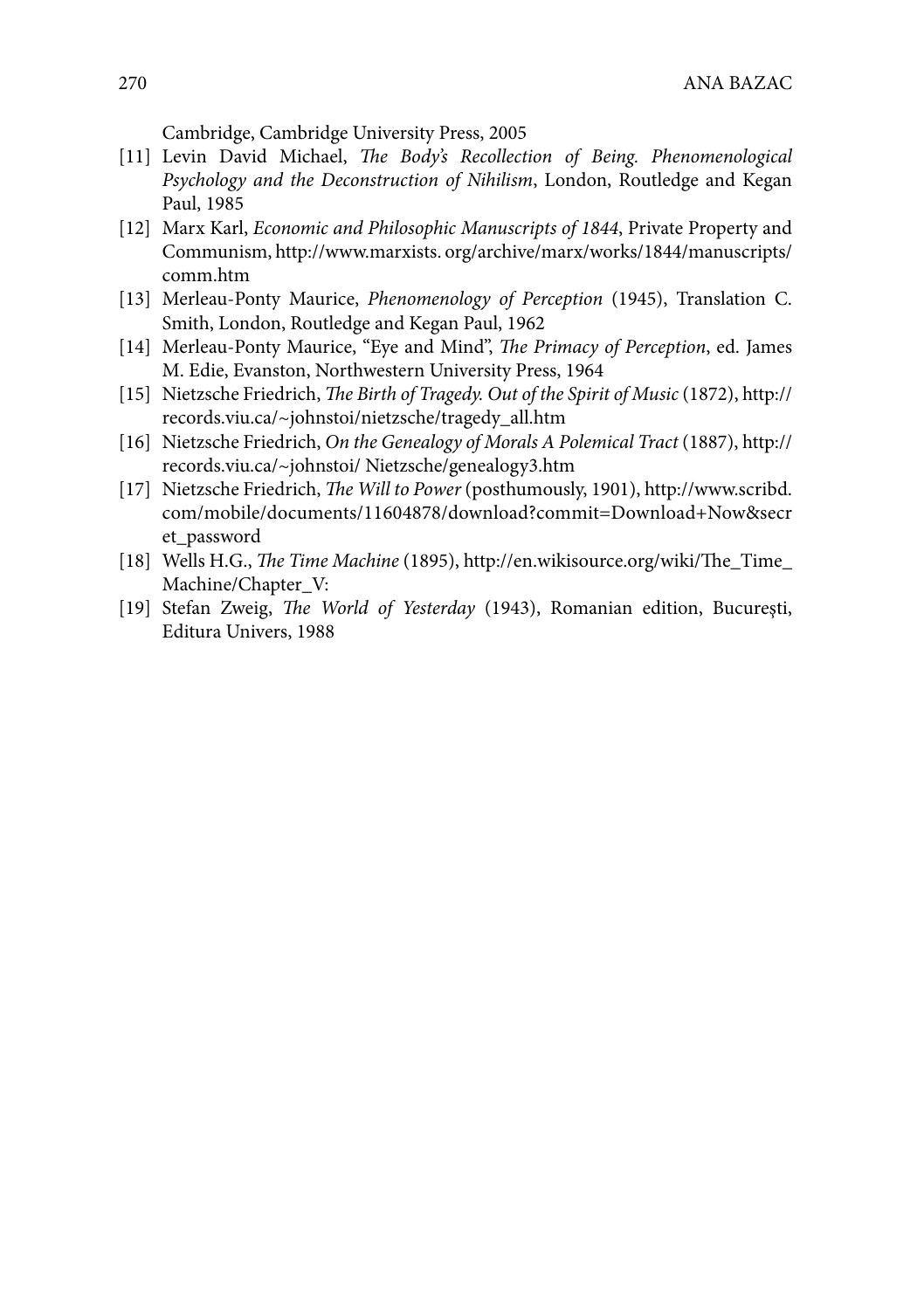Cambridge, Cambridge University Press, 2005

[11] Levin David Michael, *The Body's Recollection of Being. Phenomenological Psychology and the Deconstruction of Nihilism*, London, Routledge and Kegan Paul, 1985

[12] Marx Karl, *Economic and Philosophic Manuscripts of 1844*, Private Property and Communism, http://www.marxists. org/archive/marx/works/1844/manuscripts/comm.htm

[13] Merleau-Ponty Maurice, *Phenomenology of Perception* (1945), Translation C. Smith, London, Routledge and Kegan Paul, 1962

[14] Merleau-Ponty Maurice, "Eye and Mind", *The Primacy of Perception*, ed. James M. Edie, Evanston, Northwestern University Press, 1964

[15] Nietzsche Friedrich, *The Birth of Tragedy. Out of the Spirit of Music* (1872), http://records.viu.ca/~johnstoi/nietzsche/tragedy_all.htm

[16] Nietzsche Friedrich, *On the Genealogy of Morals A Polemical Tract* (1887), http://records.viu.ca/~johnstoi/ Nietzsche/genealogy3.htm

[17] Nietzsche Friedrich, *The Will to Power* (posthumously, 1901), http://www.scribd.com/mobile/documents/11604878/download?commit=Download+Now&secret_password

[18] Wells H.G., *The Time Machine* (1895), http://en.wikisource.org/wiki/The_Time_Machine/Chapter_V:

[19] Stefan Zweig, *The World of Yesterday* (1943), Romanian edition, București, Editura Univers, 1988